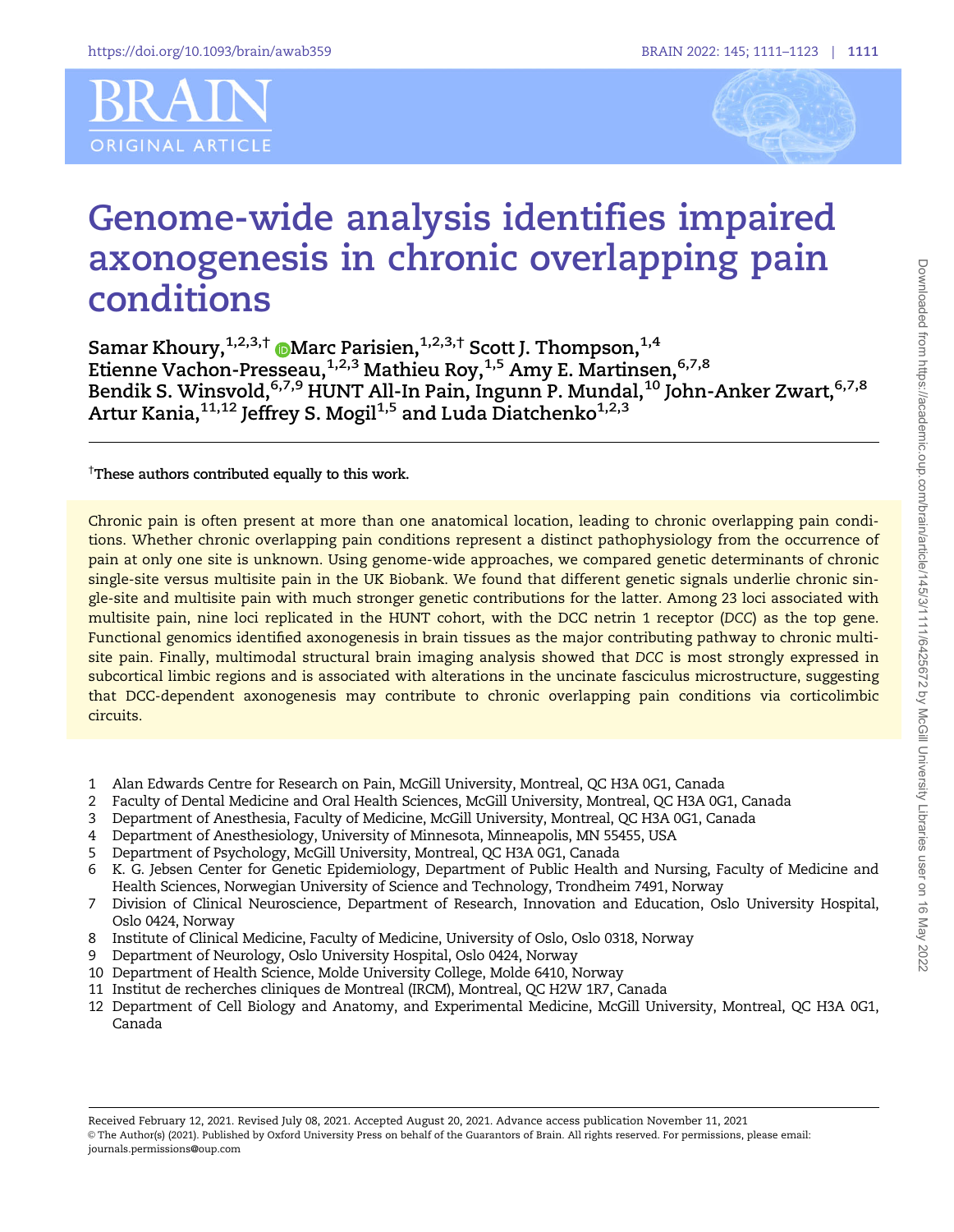# Genome-wide analysis identifies impaired axonogenesis in chronic overlapping pain conditions

**Samar Khoury,[1,2,3,†] Marc Parisien,[1,2,3,†] Scott J. Thompson,[1,4] Etienne Vachon-Presseau,[1,2,3] Mathieu Roy,[1,5] Amy E. Martinsen,[6,7,8] Bendik S. Winsvold,[6,7,9] HUNT All-In Pain, Ingunn P. Mundal,[10] John-Anker Zwart,[6,7,8] Artur Kania,[11,12] Jeffrey S. Mogil[1,5] and Luda Diatchenko[1,2,3]**

[†]**These authors contributed equally to this work.**

Chronic pain is often present at more than one anatomical location, leading to chronic overlapping pain conditions. Whether chronic overlapping pain conditions represent a distinct pathophysiology from the occurrence of pain at only one site is unknown. Using genome-wide approaches, we compared genetic determinants of chronic single-site versus multisite pain in the UK Biobank. We found that different genetic signals underlie chronic single-site and multisite pain with much stronger genetic contributions for the latter. Among 23 loci associated with multisite pain, nine loci replicated in the HUNT cohort, with the DCC netrin 1 receptor (*DCC*) as the top gene. Functional genomics identified axonogenesis in brain tissues as the major contributing pathway to chronic multisite pain. Finally, multimodal structural brain imaging analysis showed that *DCC* is most strongly expressed in subcortical limbic regions and is associated with alterations in the uncinate fasciculus microstructure, suggesting that DCC-dependent axonogenesis may contribute to chronic overlapping pain conditions via corticolimbic circuits.

1. Alan Edwards Centre for Research on Pain, McGill University, Montreal, QC H3A 0G1, Canada
2. Faculty of Dental Medicine and Oral Health Sciences, McGill University, Montreal, QC H3A 0G1, Canada
3. Department of Anesthesia, Faculty of Medicine, McGill University, Montreal, QC H3A 0G1, Canada
4. Department of Anesthesiology, University of Minnesota, Minneapolis, MN 55455, USA
5. Department of Psychology, McGill University, Montreal, QC H3A 0G1, Canada
6. K. G. Jebsen Center for Genetic Epidemiology, Department of Public Health and Nursing, Faculty of Medicine and Health Sciences, Norwegian University of Science and Technology, Trondheim 7491, Norway
7. Division of Clinical Neuroscience, Department of Research, Innovation and Education, Oslo University Hospital, Oslo 0424, Norway
8. Institute of Clinical Medicine, Faculty of Medicine, University of Oslo, Oslo 0318, Norway
9. Department of Neurology, Oslo University Hospital, Oslo 0424, Norway
10. Department of Health Science, Molde University College, Molde 6410, Norway
11. Institut de recherches cliniques de Montreal (IRCM), Montreal, QC H2W 1R7, Canada
12. Department of Cell Biology and Anatomy, and Experimental Medicine, McGill University, Montreal, QC H3A 0G1, Canada

Received February 12, 2021. Revised July 08, 2021. Accepted August 20, 2021. Advance access publication November 11, 2021

© The Author(s) (2021). Published by Oxford University Press on behalf of the Guarantors of Brain. All rights reserved. For permissions, please email: journals.permissions@oup.com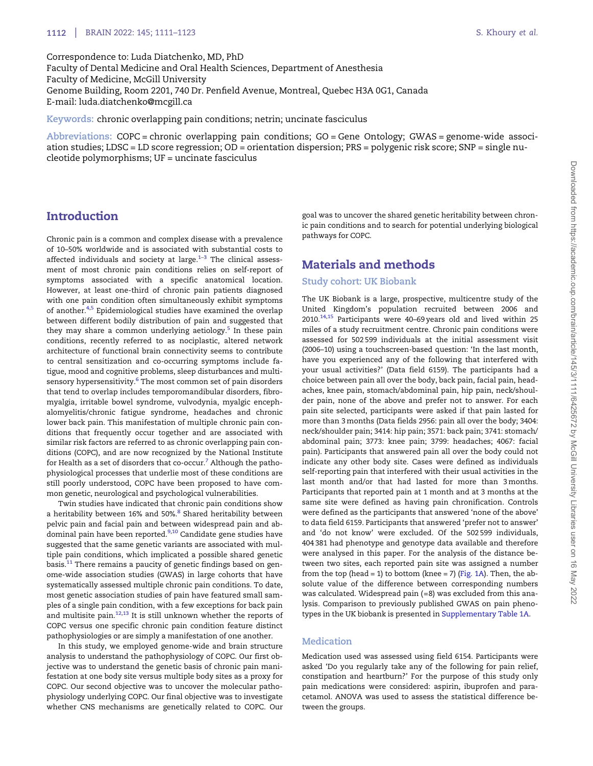Correspondence to: Luda Diatchenko, MD, PhD
Faculty of Dental Medicine and Oral Health Sciences, Department of Anesthesia
Faculty of Medicine, McGill University
Genome Building, Room 2201, 740 Dr. Penfield Avenue, Montreal, Quebec H3A 0G1, Canada
E-mail: luda.diatchenko@mcgill.ca

**Keywords:** chronic overlapping pain conditions; netrin; uncinate fasciculus

**Abbreviations:** COPC = chronic overlapping pain conditions; GO = Gene Ontology; GWAS = genome-wide association studies; LDSC = LD score regression; OD = orientation dispersion; PRS = polygenic risk score; SNP = single nucleotide polymorphisms; UF = uncinate fasciculus

## Introduction

Chronic pain is a common and complex disease with a prevalence of 10–50% worldwide and is associated with substantial costs to affected individuals and society at large.[1–3] The clinical assessment of most chronic pain conditions relies on self-report of symptoms associated with a specific anatomical location. However, at least one-third of chronic pain patients diagnosed with one pain condition often simultaneously exhibit symptoms of another.[4,5] Epidemiological studies have examined the overlap between different bodily distribution of pain and suggested that they may share a common underlying aetiology.[5] In these pain conditions, recently referred to as nociplastic, altered network architecture of functional brain connectivity seems to contribute to central sensitization and co-occurring symptoms include fatigue, mood and cognitive problems, sleep disturbances and multisensory hypersensitivity.[6] The most common set of pain disorders that tend to overlap includes temporomandibular disorders, fibromyalgia, irritable bowel syndrome, vulvodynia, myalgic encephalomyelitis/chronic fatigue syndrome, headaches and chronic lower back pain. This manifestation of multiple chronic pain conditions that frequently occur together and are associated with similar risk factors are referred to as chronic overlapping pain conditions (COPC), and are now recognized by the National Institute for Health as a set of disorders that co-occur.[7] Although the pathophysiological processes that underlie most of these conditions are still poorly understood, COPC have been proposed to have common genetic, neurological and psychological vulnerabilities.

Twin studies have indicated that chronic pain conditions show a heritability between 16% and 50%.[8] Shared heritability between pelvic pain and facial pain and between widespread pain and abdominal pain have been reported.[9,10] Candidate gene studies have suggested that the same genetic variants are associated with multiple pain conditions, which implicated a possible shared genetic basis.[11] There remains a paucity of genetic findings based on genome-wide association studies (GWAS) in large cohorts that have systematically assessed multiple chronic pain conditions. To date, most genetic association studies of pain have featured small samples of a single pain condition, with a few exceptions for back pain and multisite pain.[12,13] It is still unknown whether the reports of COPC versus one specific chronic pain condition feature distinct pathophysiologies or are simply a manifestation of one another.

In this study, we employed genome-wide and brain structure analysis to understand the pathophysiology of COPC. Our first objective was to understand the genetic basis of chronic pain manifestation at one body site versus multiple body sites as a proxy for COPC. Our second objective was to uncover the molecular pathophysiology underlying COPC. Our final objective was to investigate whether CNS mechanisms are genetically related to COPC. Our goal was to uncover the shared genetic heritability between chronic pain conditions and to search for potential underlying biological pathways for COPC.

## Materials and methods

### Study cohort: UK Biobank

The UK Biobank is a large, prospective, multicentre study of the United Kingdom's population recruited between 2006 and 2010.[14,15] Participants were 40–69 years old and lived within 25 miles of a study recruitment centre. Chronic pain conditions were assessed for 502 599 individuals at the initial assessment visit (2006–10) using a touchscreen-based question: 'In the last month, have you experienced any of the following that interfered with your usual activities?' (Data field 6159). The participants had a choice between pain all over the body, back pain, facial pain, headaches, knee pain, stomach/abdominal pain, hip pain, neck/shoulder pain, none of the above and prefer not to answer. For each pain site selected, participants were asked if that pain lasted for more than 3 months (Data fields 2956: pain all over the body; 3404: neck/shoulder pain; 3414: hip pain; 3571: back pain; 3741: stomach/abdominal pain; 3773: knee pain; 3799: headaches; 4067: facial pain). Participants that answered pain all over the body could not indicate any other body site. Cases were defined as individuals self-reporting pain that interfered with their usual activities in the last month and/or that had lasted for more than 3 months. Participants that reported pain at 1 month and at 3 months at the same site were defined as having pain chronification. Controls were defined as the participants that answered 'none of the above' to data field 6159. Participants that answered 'prefer not to answer' and 'do not know' were excluded. Of the 502 599 individuals, 404 381 had phenotype and genotype data available and therefore were analysed in this paper. For the analysis of the distance between two sites, each reported pain site was assigned a number from the top (head = 1) to bottom (knee = 7) (Fig. 1A). Then, the absolute value of the difference between corresponding numbers was calculated. Widespread pain (=8) was excluded from this analysis. Comparison to previously published GWAS on pain phenotypes in the UK biobank is presented in Supplementary Table 1A.

### Medication

Medication used was assessed using field 6154. Participants were asked 'Do you regularly take any of the following for pain relief, constipation and heartburn?' For the purpose of this study only pain medications were considered: aspirin, ibuprofen and paracetamol. ANOVA was used to assess the statistical difference between the groups.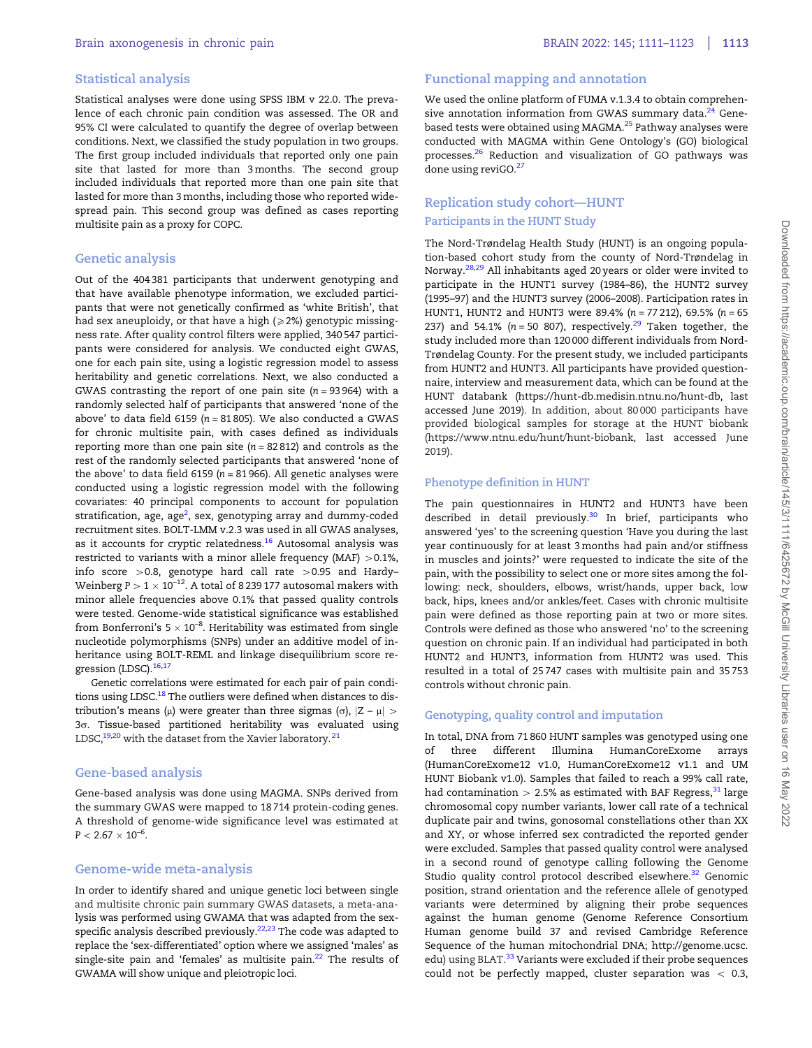## Statistical analysis

Statistical analyses were done using SPSS IBM v 22.0. The prevalence of each chronic pain condition was assessed. The OR and 95% CI were calculated to quantify the degree of overlap between conditions. Next, we classified the study population in two groups. The first group included individuals that reported only one pain site that lasted for more than 3 months. The second group included individuals that reported more than one pain site that lasted for more than 3 months, including those who reported widespread pain. This second group was defined as cases reporting multisite pain as a proxy for COPC.

## Genetic analysis

Out of the 404 381 participants that underwent genotyping and that have available phenotype information, we excluded participants that were not genetically confirmed as 'white British', that had sex aneuploidy, or that have a high (⩾2%) genotypic missingness rate. After quality control filters were applied, 340 547 participants were considered for analysis. We conducted eight GWAS, one for each pain site, using a logistic regression model to assess heritability and genetic correlations. Next, we also conducted a GWAS contrasting the report of one pain site ($n$ = 93 964) with a randomly selected half of participants that answered 'none of the above' to data field 6159 ($n$ = 81 805). We also conducted a GWAS for chronic multisite pain, with cases defined as individuals reporting more than one pain site ($n$ = 82 812) and controls as the rest of the randomly selected participants that answered 'none of the above' to data field 6159 ($n$ = 81 966). All genetic analyses were conducted using a logistic regression model with the following covariates: 40 principal components to account for population stratification, age, age$^2$, sex, genotyping array and dummy-coded recruitment sites. BOLT-LMM v.2.3 was used in all GWAS analyses, as it accounts for cryptic relatedness.[16] Autosomal analysis was restricted to variants with a minor allele frequency (MAF) > 0.1%, info score > 0.8, genotype hard call rate > 0.95 and Hardy–Weinberg $P > 1 \times 10^{-12}$. A total of 8 239 177 autosomal makers with minor allele frequencies above 0.1% that passed quality controls were tested. Genome-wide statistical significance was established from Bonferroni's $5 \times 10^{-8}$. Heritability was estimated from single nucleotide polymorphisms (SNPs) under an additive model of inheritance using BOLT-REML and linkage disequilibrium score regression (LDSC).[16,17]

Genetic correlations were estimated for each pair of pain conditions using LDSC.[18] The outliers were defined when distances to distribution's means ($\mu$) were greater than three sigmas ($\sigma$), $|Z - \mu| > 3\sigma$. Tissue-based partitioned heritability was evaluated using LDSC,[19,20] with the dataset from the Xavier laboratory.[21]

## Gene-based analysis

Gene-based analysis was done using MAGMA. SNPs derived from the summary GWAS were mapped to 18 714 protein-coding genes. A threshold of genome-wide significance level was estimated at $P < 2.67 \times 10^{-6}$.

## Genome-wide meta-analysis

In order to identify shared and unique genetic loci between single and multisite chronic pain summary GWAS datasets, a meta-analysis was performed using GWAMA that was adapted from the sex-specific analysis described previously.[22,23] The code was adapted to replace the 'sex-differentiated' option where we assigned 'males' as single-site pain and 'females' as multisite pain.[22] The results of GWAMA will show unique and pleiotropic loci.

## Functional mapping and annotation

We used the online platform of FUMA v.1.3.4 to obtain comprehensive annotation information from GWAS summary data.[24] Gene-based tests were obtained using MAGMA.[25] Pathway analyses were conducted with MAGMA within Gene Ontology's (GO) biological processes.[26] Reduction and visualization of GO pathways was done using reviGO.[27]

## Replication study cohort—HUNT

### Participants in the HUNT Study

The Nord-Trøndelag Health Study (HUNT) is an ongoing population-based cohort study from the county of Nord-Trøndelag in Norway.[28,29] All inhabitants aged 20 years or older were invited to participate in the HUNT1 survey (1984–86), the HUNT2 survey (1995–97) and the HUNT3 survey (2006–2008). Participation rates in HUNT1, HUNT2 and HUNT3 were 89.4% ($n$ = 77 212), 69.5% ($n$ = 65 237) and 54.1% ($n$ = 50 807), respectively.[29] Taken together, the study included more than 120 000 different individuals from Nord-Trøndelag County. For the present study, we included participants from HUNT2 and HUNT3. All participants have provided questionnaire, interview and measurement data, which can be found at the HUNT databank (https://hunt-db.medisin.ntnu.no/hunt-db, last accessed June 2019). In addition, about 80 000 participants have provided biological samples for storage at the HUNT biobank (https://www.ntnu.edu/hunt/hunt-biobank, last accessed June 2019).

### Phenotype definition in HUNT

The pain questionnaires in HUNT2 and HUNT3 have been described in detail previously.[30] In brief, participants who answered 'yes' to the screening question 'Have you during the last year continuously for at least 3 months had pain and/or stiffness in muscles and joints?' were requested to indicate the site of the pain, with the possibility to select one or more sites among the following: neck, shoulders, elbows, wrist/hands, upper back, low back, hips, knees and/or ankles/feet. Cases with chronic multisite pain were defined as those reporting pain at two or more sites. Controls were defined as those who answered 'no' to the screening question on chronic pain. If an individual had participated in both HUNT2 and HUNT3, information from HUNT2 was used. This resulted in a total of 25 747 cases with multisite pain and 35 753 controls without chronic pain.

### Genotyping, quality control and imputation

In total, DNA from 71 860 HUNT samples was genotyped using one of three different Illumina HumanCoreExome arrays (HumanCoreExome12 v1.0, HumanCoreExome12 v1.1 and UM HUNT Biobank v1.0). Samples that failed to reach a 99% call rate, had contamination > 2.5% as estimated with BAF Regress,[31] large chromosomal copy number variants, lower call rate of a technical duplicate pair and twins, gonosomal constellations other than XX and XY, or whose inferred sex contradicted the reported gender were excluded. Samples that passed quality control were analysed in a second round of genotype calling following the Genome Studio quality control protocol described elsewhere.[32] Genomic position, strand orientation and the reference allele of genotyped variants were determined by aligning their probe sequences against the human genome (Genome Reference Consortium Human genome build 37 and revised Cambridge Reference Sequence of the human mitochondrial DNA; http://genome.ucsc.edu) using BLAT.[33] Variants were excluded if their probe sequences could not be perfectly mapped, cluster separation was < 0.3,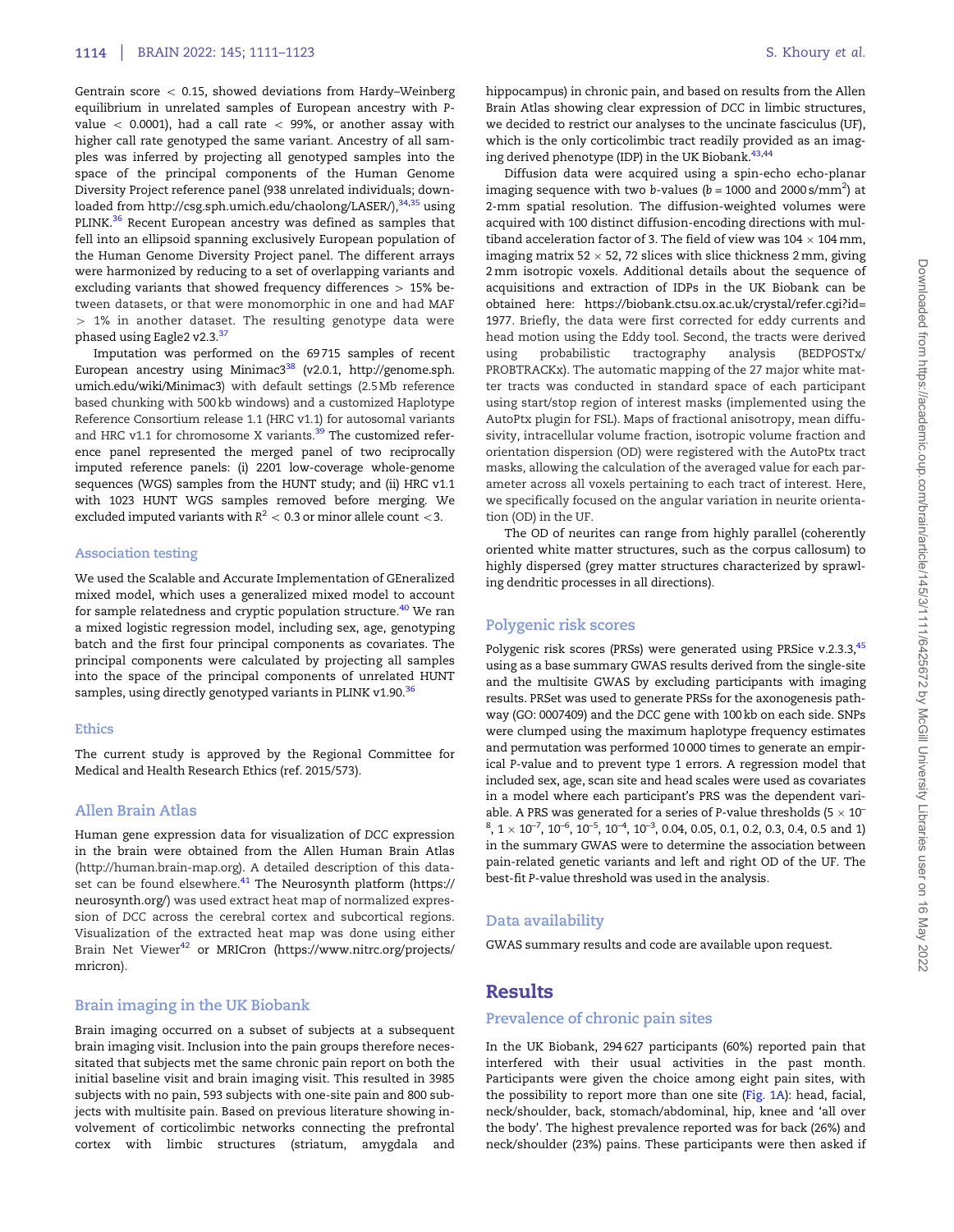Gentrain score < 0.15, showed deviations from Hardy–Weinberg equilibrium in unrelated samples of European ancestry with *P*-value < 0.0001), had a call rate < 99%, or another assay with higher call rate genotyped the same variant. Ancestry of all samples was inferred by projecting all genotyped samples into the space of the principal components of the Human Genome Diversity Project reference panel (938 unrelated individuals; downloaded from http://csg.sph.umich.edu/chaolong/LASER/),[34,35] using PLINK.[36] Recent European ancestry was defined as samples that fell into an ellipsoid spanning exclusively European population of the Human Genome Diversity Project panel. The different arrays were harmonized by reducing to a set of overlapping variants and excluding variants that showed frequency differences > 15% between datasets, or that were monomorphic in one and had MAF > 1% in another dataset. The resulting genotype data were phased using Eagle2 v2.3.[37]

Imputation was performed on the 69 715 samples of recent European ancestry using Minimac3[38] (v2.0.1, http://genome.sph.umich.edu/wiki/Minimac3) with default settings (2.5 Mb reference based chunking with 500 kb windows) and a customized Haplotype Reference Consortium release 1.1 (HRC v1.1) for autosomal variants and HRC v1.1 for chromosome X variants.[39] The customized reference panel represented the merged panel of two reciprocally imputed reference panels: (i) 2201 low-coverage whole-genome sequences (WGS) samples from the HUNT study; and (ii) HRC v1.1 with 1023 HUNT WGS samples removed before merging. We excluded imputed variants with $R^2 < 0.3$ or minor allele count <3.

## Association testing

We used the Scalable and Accurate Implementation of GEneralized mixed model, which uses a generalized mixed model to account for sample relatedness and cryptic population structure.[40] We ran a mixed logistic regression model, including sex, age, genotyping batch and the first four principal components as covariates. The principal components were calculated by projecting all samples into the space of the principal components of unrelated HUNT samples, using directly genotyped variants in PLINK v1.90.[36]

## Ethics

The current study is approved by the Regional Committee for Medical and Health Research Ethics (ref. 2015/573).

## Allen Brain Atlas

Human gene expression data for visualization of *DCC* expression in the brain were obtained from the Allen Human Brain Atlas (http://human.brain-map.org). A detailed description of this dataset can be found elsewhere.[41] The Neurosynth platform (https://neurosynth.org/) was used extract heat map of normalized expression of *DCC* across the cerebral cortex and subcortical regions. Visualization of the extracted heat map was done using either Brain Net Viewer[42] or MRICron (https://www.nitrc.org/projects/mricron).

## Brain imaging in the UK Biobank

Brain imaging occurred on a subset of subjects at a subsequent brain imaging visit. Inclusion into the pain groups therefore necessitated that subjects met the same chronic pain report on both the initial baseline visit and brain imaging visit. This resulted in 3985 subjects with no pain, 593 subjects with one-site pain and 800 subjects with multisite pain. Based on previous literature showing involvement of corticolimbic networks connecting the prefrontal cortex with limbic structures (striatum, amygdala and hippocampus) in chronic pain, and based on results from the Allen Brain Atlas showing clear expression of *DCC* in limbic structures, we decided to restrict our analyses to the uncinate fasciculus (UF), which is the only corticolimbic tract readily provided as an imaging derived phenotype (IDP) in the UK Biobank.[43,44]

Diffusion data were acquired using a spin-echo echo-planar imaging sequence with two *b*-values (*b* = 1000 and 2000 s/mm$^2$) at 2-mm spatial resolution. The diffusion-weighted volumes were acquired with 100 distinct diffusion-encoding directions with multiband acceleration factor of 3. The field of view was 104 × 104 mm, imaging matrix 52 × 52, 72 slices with slice thickness 2 mm, giving 2 mm isotropic voxels. Additional details about the sequence of acquisitions and extraction of IDPs in the UK Biobank can be obtained here: https://biobank.ctsu.ox.ac.uk/crystal/refer.cgi?id=1977. Briefly, the data were first corrected for eddy currents and head motion using the Eddy tool. Second, the tracts were derived using probabilistic tractography analysis (BEDPOSTx/PROBTRACKx). The automatic mapping of the 27 major white matter tracts was conducted in standard space of each participant using start/stop region of interest masks (implemented using the AutoPtx plugin for FSL). Maps of fractional anisotropy, mean diffusivity, intracellular volume fraction, isotropic volume fraction and orientation dispersion (OD) were registered with the AutoPtx tract masks, allowing the calculation of the averaged value for each parameter across all voxels pertaining to each tract of interest. Here, we specifically focused on the angular variation in neurite orientation (OD) in the UF.

The OD of neurites can range from highly parallel (coherently oriented white matter structures, such as the corpus callosum) to highly dispersed (grey matter structures characterized by sprawling dendritic processes in all directions).

## Polygenic risk scores

Polygenic risk scores (PRSs) were generated using PRSice v.2.3.3,[45] using as a base summary GWAS results derived from the single-site and the multisite GWAS by excluding participants with imaging results. PRSet was used to generate PRSs for the axonogenesis pathway (GO: 0007409) and the *DCC* gene with 100 kb on each side. SNPs were clumped using the maximum haplotype frequency estimates and permutation was performed 10 000 times to generate an empirical *P*-value and to prevent type 1 errors. A regression model that included sex, age, scan site and head scales were used as covariates in a model where each participant's PRS was the dependent variable. A PRS was generated for a series of *P*-value thresholds ($5 \times 10^{-8}$, $1 \times 10^{-7}$, $10^{-6}$, $10^{-5}$, $10^{-4}$, $10^{-3}$, 0.04, 0.05, 0.1, 0.2, 0.3, 0.4, 0.5 and 1) in the summary GWAS were to determine the association between pain-related genetic variants and left and right OD of the UF. The best-fit *P*-value threshold was used in the analysis.

## Data availability

GWAS summary results and code are available upon request.

# Results

## Prevalence of chronic pain sites

In the UK Biobank, 294 627 participants (60%) reported pain that interfered with their usual activities in the past month. Participants were given the choice among eight pain sites, with the possibility to report more than one site (Fig. 1A): head, facial, neck/shoulder, back, stomach/abdominal, hip, knee and 'all over the body'. The highest prevalence reported was for back (26%) and neck/shoulder (23%) pains. These participants were then asked if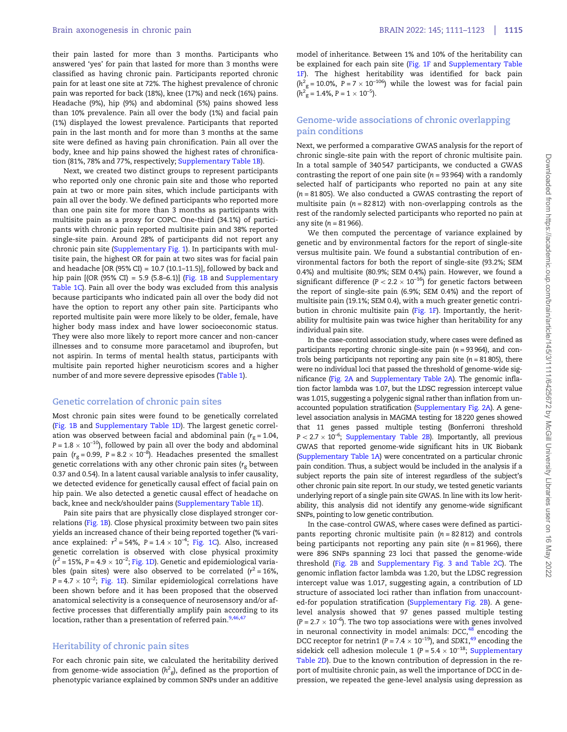their pain lasted for more than 3 months. Participants who answered 'yes' for pain that lasted for more than 3 months were classified as having chronic pain. Participants reported chronic pain for at least one site at 72%. The highest prevalence of chronic pain was reported for back (18%), knee (17%) and neck (16%) pains. Headache (9%), hip (9%) and abdominal (5%) pains showed less than 10% prevalence. Pain all over the body (1%) and facial pain (1%) displayed the lowest prevalence. Participants that reported pain in the last month and for more than 3 months at the same site were defined as having pain chronification. Pain all over the body, knee and hip pains showed the highest rates of chronification (81%, 78% and 77%, respectively; Supplementary Table 1B).

Next, we created two distinct groups to represent participants who reported only one chronic pain site and those who reported pain at two or more pain sites, which include participants with pain all over the body. We defined participants who reported more than one pain site for more than 3 months as participants with multisite pain as a proxy for COPC. One-third (34.1%) of participants with chronic pain reported multisite pain and 38% reported single-site pain. Around 28% of participants did not report any chronic pain site (Supplementary Fig. 1). In participants with multisite pain, the highest OR for pain at two sites was for facial pain and headache [OR (95% CI) = 10.7 (10.1–11.5)], followed by back and hip pain [(OR (95% CI) = 5.9 (5.8–6.1)] (Fig. 1B and Supplementary Table 1C). Pain all over the body was excluded from this analysis because participants who indicated pain all over the body did not have the option to report any other pain site. Participants who reported multisite pain were more likely to be older, female, have higher body mass index and have lower socioeconomic status. They were also more likely to report more cancer and non-cancer illnesses and to consume more paracetamol and ibuprofen, but not aspirin. In terms of mental health status, participants with multisite pain reported higher neuroticism scores and a higher number of and more severe depressive episodes (Table 1).

## Genetic correlation of chronic pain sites

Most chronic pain sites were found to be genetically correlated (Fig. 1B and Supplementary Table 1D). The largest genetic correlation was observed between facial and abdominal pain ($r_g = 1.04$, $P = 1.8 \times 10^{-10}$), followed by pain all over the body and abdominal pain ($r_g = 0.99$, $P = 8.2 \times 10^{-8}$). Headaches presented the smallest genetic correlations with any other chronic pain sites ($r_g$ between 0.37 and 0.54). In a latent causal variable analysis to infer causality, we detected evidence for genetically causal effect of facial pain on hip pain. We also detected a genetic causal effect of headache on back, knee and neck/shoulder pains (Supplementary Table 1E).

Pain site pairs that are physically close displayed stronger correlations (Fig. 1B). Close physical proximity between two pain sites yields an increased chance of their being reported together (% variance explained: $r^2 = 54\%$, $P = 1.4 \times 10^{-4}$; Fig. 1C). Also, increased genetic correlation is observed with close physical proximity ($r^2 = 15\%$, $P = 4.9 \times 10^{-2}$; Fig. 1D). Genetic and epidemiological variables (pain sites) were also observed to be correlated ($r^2 = 16\%$, $P = 4.7 \times 10^{-2}$; Fig. 1E). Similar epidemiological correlations have been shown before and it has been proposed that the observed anatomical selectivity is a consequence of neurosensory and/or affective processes that differentially amplify pain according to its location, rather than a presentation of referred pain.[9,46,47]

## Heritability of chronic pain sites

For each chronic pain site, we calculated the heritability derived from genome-wide association ($h^2_g$), defined as the proportion of phenotypic variance explained by common SNPs under an additive model of inheritance. Between 1% and 10% of the heritability can be explained for each pain site (Fig. 1F and Supplementary Table 1F). The highest heritability was identified for back pain ($h^2_g = 10.0\%$, $P = 7 \times 10^{-106}$) while the lowest was for facial pain ($h^2_g = 1.4\%$, $P = 1 \times 10^{-5}$).

## Genome-wide associations of chronic overlapping pain conditions

Next, we performed a comparative GWAS analysis for the report of chronic single-site pain with the report of chronic multisite pain. In a total sample of 340 547 participants, we conducted a GWAS contrasting the report of one pain site ($n = 93\,964$) with a randomly selected half of participants who reported no pain at any site ($n = 81\,805$). We also conducted a GWAS contrasting the report of multisite pain ($n = 82\,812$) with non-overlapping controls as the rest of the randomly selected participants who reported no pain at any site ($n = 81\,966$).

We then computed the percentage of variance explained by genetic and by environmental factors for the report of single-site versus multisite pain. We found a substantial contribution of environmental factors for both the report of single-site (93.2%; SEM 0.4%) and multisite (80.9%; SEM 0.4%) pain. However, we found a significant difference ($P < 2.2 \times 10^{-16}$) for genetic factors between the report of single-site pain (6.9%; SEM 0.4%) and the report of multisite pain (19.1%; SEM 0.4), with a much greater genetic contribution in chronic multisite pain (Fig. 1F). Importantly, the heritability for multisite pain was twice higher than heritability for any individual pain site.

In the case-control association study, where cases were defined as participants reporting chronic single-site pain ($n = 93\,964$), and controls being participants not reporting any pain site ($n = 81\,805$), there were no individual loci that passed the threshold of genome-wide significance (Fig. 2A and Supplementary Table 2A). The genomic inflation factor lambda was 1.07, but the LDSC regression intercept value was 1.015, suggesting a polygenic signal rather than inflation from unaccounted population stratification (Supplementary Fig. 2A). A gene-level association analysis in MAGMA testing for 18 220 genes showed that 11 genes passed multiple testing (Bonferroni threshold $P < 2.7 \times 10^{-6}$; Supplementary Table 2B). Importantly, all previous GWAS that reported genome-wide significant hits in UK Biobank (Supplementary Table 1A) were concentrated on a particular chronic pain condition. Thus, a subject would be included in the analysis if a subject reports the pain site of interest regardless of the subject's other chronic pain site report. In our study, we tested genetic variants underlying report of a single pain site GWAS. In line with its low heritability, this analysis did not identify any genome-wide significant SNPs, pointing to low genetic contribution.

In the case-control GWAS, where cases were defined as participants reporting chronic multisite pain ($n = 82\,812$) and controls being participants not reporting any pain site ($n = 81\,966$), there were 896 SNPs spanning 23 loci that passed the genome-wide threshold (Fig. 2B and Supplementary Fig. 3 and Table 2C). The genomic inflation factor lambda was 1.20, but the LDSC regression intercept value was 1.017, suggesting again, a contribution of LD structure of associated loci rather than inflation from unaccounted-for population stratification (Supplementary Fig. 2B). A gene-level analysis showed that 97 genes passed multiple testing ($P = 2.7 \times 10^{-6}$). The two top associations were with genes involved in neuronal connectivity in model animals: *DCC*,[48] encoding the DCC receptor for netrin1 ($P = 7.4 \times 10^{-19}$), and *SDK1*,[49] encoding the sidekick cell adhesion molecule 1 ($P = 5.4 \times 10^{-18}$; Supplementary Table 2D). Due to the known contribution of depression in the report of multisite chronic pain, as well the importance of DCC in depression, we repeated the gene-level analysis using depression as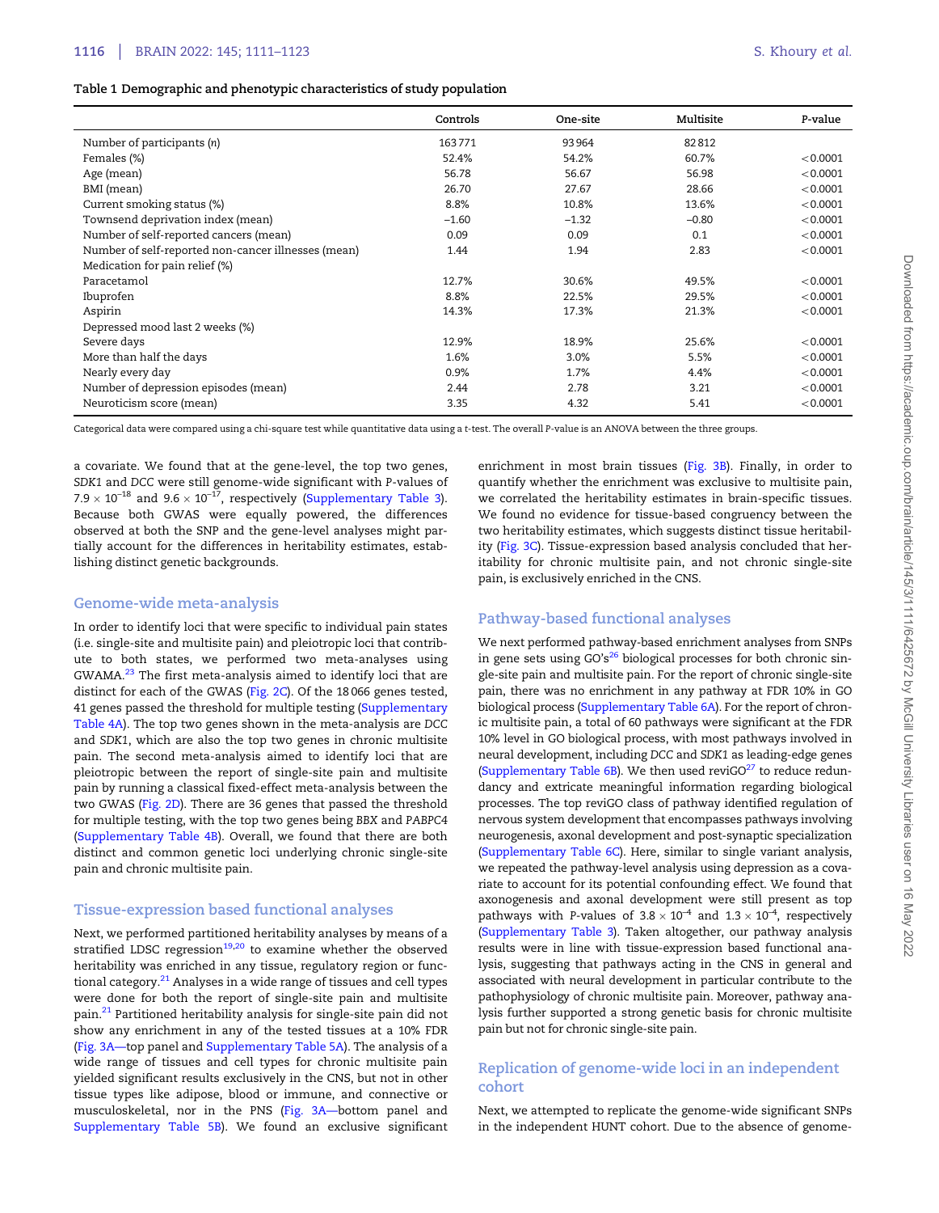**Table 1 Demographic and phenotypic characteristics of study population**

| | Controls | One-site | Multisite | P-value |
|---|---|---|---|---|
| Number of participants (n) | 163 771 | 93 964 | 82 812 | |
| Females (%) | 52.4% | 54.2% | 60.7% | <0.0001 |
| Age (mean) | 56.78 | 56.67 | 56.98 | <0.0001 |
| BMI (mean) | 26.70 | 27.67 | 28.66 | <0.0001 |
| Current smoking status (%) | 8.8% | 10.8% | 13.6% | <0.0001 |
| Townsend deprivation index (mean) | −1.60 | −1.32 | −0.80 | <0.0001 |
| Number of self-reported cancers (mean) | 0.09 | 0.09 | 0.1 | <0.0001 |
| Number of self-reported non-cancer illnesses (mean) | 1.44 | 1.94 | 2.83 | <0.0001 |
| Medication for pain relief (%) | | | | |
| Paracetamol | 12.7% | 30.6% | 49.5% | <0.0001 |
| Ibuprofen | 8.8% | 22.5% | 29.5% | <0.0001 |
| Aspirin | 14.3% | 17.3% | 21.3% | <0.0001 |
| Depressed mood last 2 weeks (%) | | | | |
| Severe days | 12.9% | 18.9% | 25.6% | <0.0001 |
| More than half the days | 1.6% | 3.0% | 5.5% | <0.0001 |
| Nearly every day | 0.9% | 1.7% | 4.4% | <0.0001 |
| Number of depression episodes (mean) | 2.44 | 2.78 | 3.21 | <0.0001 |
| Neuroticism score (mean) | 3.35 | 4.32 | 5.41 | <0.0001 |

Categorical data were compared using a chi-square test while quantitative data using a t-test. The overall P-value is an ANOVA between the three groups.

a covariate. We found that at the gene-level, the top two genes, *SDK1* and *DCC* were still genome-wide significant with P-values of $7.9 \times 10^{-18}$ and $9.6 \times 10^{-17}$, respectively (Supplementary Table 3). Because both GWAS were equally powered, the differences observed at both the SNP and the gene-level analyses might partially account for the differences in heritability estimates, establishing distinct genetic backgrounds.

## Genome-wide meta-analysis

In order to identify loci that were specific to individual pain states (i.e. single-site and multisite pain) and pleiotropic loci that contribute to both states, we performed two meta-analyses using GWAMA.[23] The first meta-analysis aimed to identify loci that are distinct for each of the GWAS (Fig. 2C). Of the 18 066 genes tested, 41 genes passed the threshold for multiple testing (Supplementary Table 4A). The top two genes shown in the meta-analysis are *DCC* and *SDK1*, which are also the top two genes in chronic multisite pain. The second meta-analysis aimed to identify loci that are pleiotropic between the report of single-site pain and multisite pain by running a classical fixed-effect meta-analysis between the two GWAS (Fig. 2D). There are 36 genes that passed the threshold for multiple testing, with the top two genes being *BBX* and *PABPC4* (Supplementary Table 4B). Overall, we found that there are both distinct and common genetic loci underlying chronic single-site pain and chronic multisite pain.

## Tissue-expression based functional analyses

Next, we performed partitioned heritability analyses by means of a stratified LDSC regression[19,20] to examine whether the observed heritability was enriched in any tissue, regulatory region or functional category.[21] Analyses in a wide range of tissues and cell types were done for both the report of single-site pain and multisite pain.[21] Partitioned heritability analysis for single-site pain did not show any enrichment in any of the tested tissues at a 10% FDR (Fig. 3A—top panel and Supplementary Table 5A). The analysis of a wide range of tissues and cell types for chronic multisite pain yielded significant results exclusively in the CNS, but not in other tissue types like adipose, blood or immune, and connective or musculoskeletal, nor in the PNS (Fig. 3A—bottom panel and Supplementary Table 5B). We found an exclusive significant enrichment in most brain tissues (Fig. 3B). Finally, in order to quantify whether the enrichment was exclusive to multisite pain, we correlated the heritability estimates in brain-specific tissues. We found no evidence for tissue-based congruency between the two heritability estimates, which suggests distinct tissue heritability (Fig. 3C). Tissue-expression based analysis concluded that heritability for chronic multisite pain, and not chronic single-site pain, is exclusively enriched in the CNS.

## Pathway-based functional analyses

We next performed pathway-based enrichment analyses from SNPs in gene sets using GO's[26] biological processes for both chronic single-site pain and multisite pain. For the report of chronic single-site pain, there was no enrichment in any pathway at FDR 10% in GO biological process (Supplementary Table 6A). For the report of chronic multisite pain, a total of 60 pathways were significant at the FDR 10% level in GO biological process, with most pathways involved in neural development, including *DCC* and *SDK1* as leading-edge genes (Supplementary Table 6B). We then used reviGO[27] to reduce redundancy and extricate meaningful information regarding biological processes. The top reviGO class of pathway identified regulation of nervous system development that encompasses pathways involving neurogenesis, axonal development and post-synaptic specialization (Supplementary Table 6C). Here, similar to single variant analysis, we repeated the pathway-level analysis using depression as a covariate to account for its potential confounding effect. We found that axonogenesis and axonal development were still present as top pathways with P-values of $3.8 \times 10^{-4}$ and $1.3 \times 10^{-4}$, respectively (Supplementary Table 3). Taken altogether, our pathway analysis results were in line with tissue-expression based functional analysis, suggesting that pathways acting in the CNS in general and associated with neural development in particular contribute to the pathophysiology of chronic multisite pain. Moreover, pathway analysis further supported a strong genetic basis for chronic multisite pain but not for chronic single-site pain.

## Replication of genome-wide loci in an independent cohort

Next, we attempted to replicate the genome-wide significant SNPs in the independent HUNT cohort. Due to the absence of genome-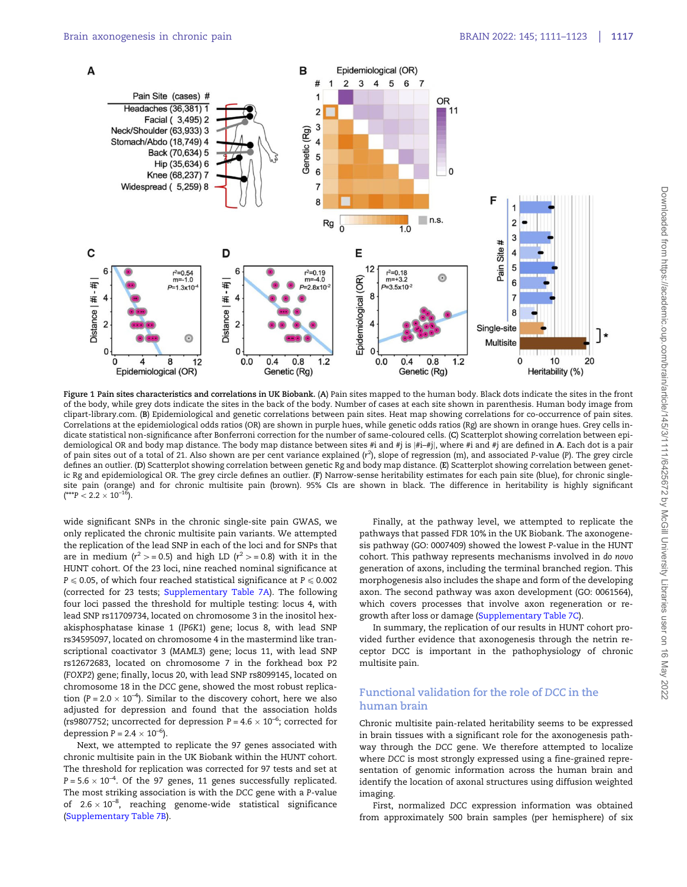**Figure 1 Pain sites characteristics and correlations in UK Biobank.** (**A**) Pain sites mapped to the human body. Black dots indicate the sites in the front of the body, while grey dots indicate the sites in the back of the body. Number of cases at each site shown in parenthesis. Human body image from clipart-library.com. (**B**) Epidemiological and genetic correlations between pain sites. Heat map showing correlations for co-occurrence of pain sites. Correlations at the epidemiological odds ratios (OR) are shown in purple hues, while genetic odds ratios (Rg) are shown in orange hues. Grey cells indicate statistical non-significance after Bonferroni correction for the number of same-coloured cells. (**C**) Scatterplot showing correlation between epidemiological OR and body map distance. The body map distance between sites #i and #j is |#i–#j|, where #i and #j are defined in **A**. Each dot is a pair of pain sites out of a total of 21. Also shown are per cent variance explained ($r^2$), slope of regression (m), and associated P-value (P). The grey circle defines an outlier. (**D**) Scatterplot showing correlation between genetic Rg and epidemiological OR. The grey circle defines an outlier. (**E**) Scatterplot showing correlation between genetic Rg and body map distance. (**F**) Narrow-sense heritability estimates for each pain site (blue), for chronic single-site pain (orange) and for chronic multisite pain (brown). 95% CIs are shown in black. The difference in heritability is highly significant (***$P < 2.2 \times 10^{-16}$).

wide significant SNPs in the chronic single-site pain GWAS, we only replicated the chronic multisite pain variants. We attempted the replication of the lead SNP in each of the loci and for SNPs that are in medium ($r^2 >= 0.5$) and high LD ($r^2 >= 0.8$) with it in the HUNT cohort. Of the 23 loci, nine reached nominal significance at $P \leqslant 0.05$, of which four reached statistical significance at $P \leqslant 0.002$ (corrected for 23 tests; Supplementary Table 7A). The following four loci passed the threshold for multiple testing: locus 4, with lead SNP rs11709734, located on chromosome 3 in the inositol hexakisphosphatase kinase 1 (*IP6K1*) gene; locus 8, with lead SNP rs34595097, located on chromosome 4 in the mastermind like transcriptional coactivator 3 (*MAML3*) gene; locus 11, with lead SNP rs12672683, located on chromosome 7 in the forkhead box P2 (*FOXP2*) gene; finally, locus 20, with lead SNP rs8099145, located on chromosome 18 in the *DCC* gene, showed the most robust replication ($P = 2.0 \times 10^{-4}$). Similar to the discovery cohort, here we also adjusted for depression and found that the association holds (rs9807752; uncorrected for depression $P = 4.6 \times 10^{-6}$; corrected for depression $P = 2.4 \times 10^{-6}$).

Next, we attempted to replicate the 97 genes associated with chronic multisite pain in the UK Biobank within the HUNT cohort. The threshold for replication was corrected for 97 tests and set at $P = 5.6 \times 10^{-4}$. Of the 97 genes, 11 genes successfully replicated. The most striking association is with the *DCC* gene with a P-value of $2.6 \times 10^{-8}$, reaching genome-wide statistical significance (Supplementary Table 7B).

Finally, at the pathway level, we attempted to replicate the pathways that passed FDR 10% in the UK Biobank. The axonogenesis pathway (GO: 0007409) showed the lowest P-value in the HUNT cohort. This pathway represents mechanisms involved in *do novo* generation of axons, including the terminal branched region. This morphogenesis also includes the shape and form of the developing axon. The second pathway was axon development (GO: 0061564), which covers processes that involve axon regeneration or regrowth after loss or damage (Supplementary Table 7C).

In summary, the replication of our results in HUNT cohort provided further evidence that axonogenesis through the netrin receptor DCC is important in the pathophysiology of chronic multisite pain.

## Functional validation for the role of *DCC* in the human brain

Chronic multisite pain-related heritability seems to be expressed in brain tissues with a significant role for the axonogenesis pathway through the *DCC* gene. We therefore attempted to localize where *DCC* is most strongly expressed using a fine-grained representation of genomic information across the human brain and identify the location of axonal structures using diffusion weighted imaging.

First, normalized *DCC* expression information was obtained from approximately 500 brain samples (per hemisphere) of six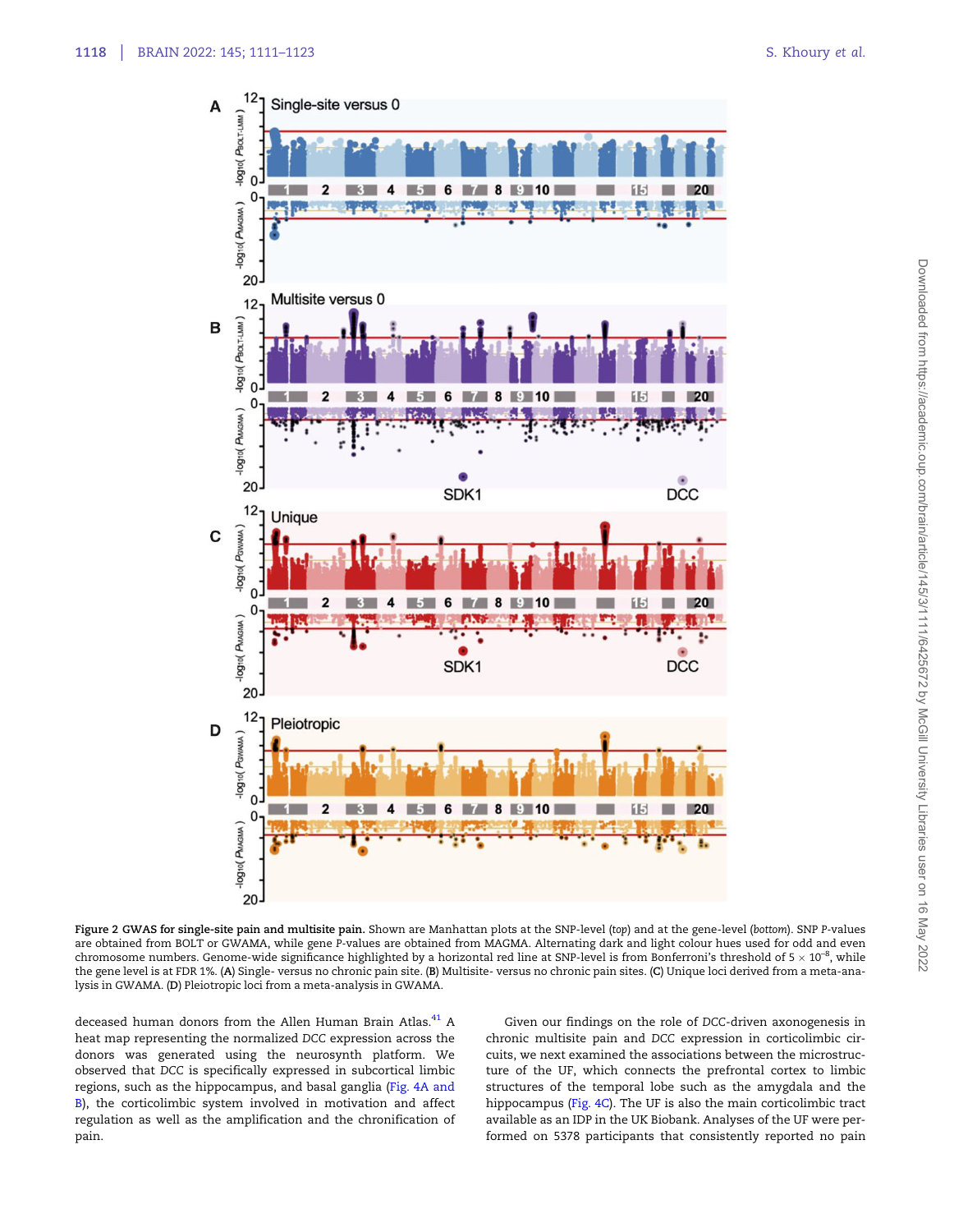**Figure 2 GWAS for single-site pain and multisite pain.** Shown are Manhattan plots at the SNP-level (*top*) and at the gene-level (*bottom*). SNP P-values are obtained from BOLT or GWAMA, while gene P-values are obtained from MAGMA. Alternating dark and light colour hues used for odd and even chromosome numbers. Genome-wide significance highlighted by a horizontal red line at SNP-level is from Bonferroni's threshold of $5 \times 10^{-8}$, while the gene level is at FDR 1%. (**A**) Single- versus no chronic pain site. (**B**) Multisite- versus no chronic pain sites. (**C**) Unique loci derived from a meta-analysis in GWAMA. (**D**) Pleiotropic loci from a meta-analysis in GWAMA.

deceased human donors from the Allen Human Brain Atlas.[41] A heat map representing the normalized *DCC* expression across the donors was generated using the neurosynth platform. We observed that *DCC* is specifically expressed in subcortical limbic regions, such as the hippocampus, and basal ganglia (Fig. 4A and B), the corticolimbic system involved in motivation and affect regulation as well as the amplification and the chronification of pain.

Given our findings on the role of *DCC*-driven axonogenesis in chronic multisite pain and *DCC* expression in corticolimbic circuits, we next examined the associations between the microstructure of the UF, which connects the prefrontal cortex to limbic structures of the temporal lobe such as the amygdala and the hippocampus (Fig. 4C). The UF is also the main corticolimbic tract available as an IDP in the UK Biobank. Analyses of the UF were performed on 5378 participants that consistently reported no pain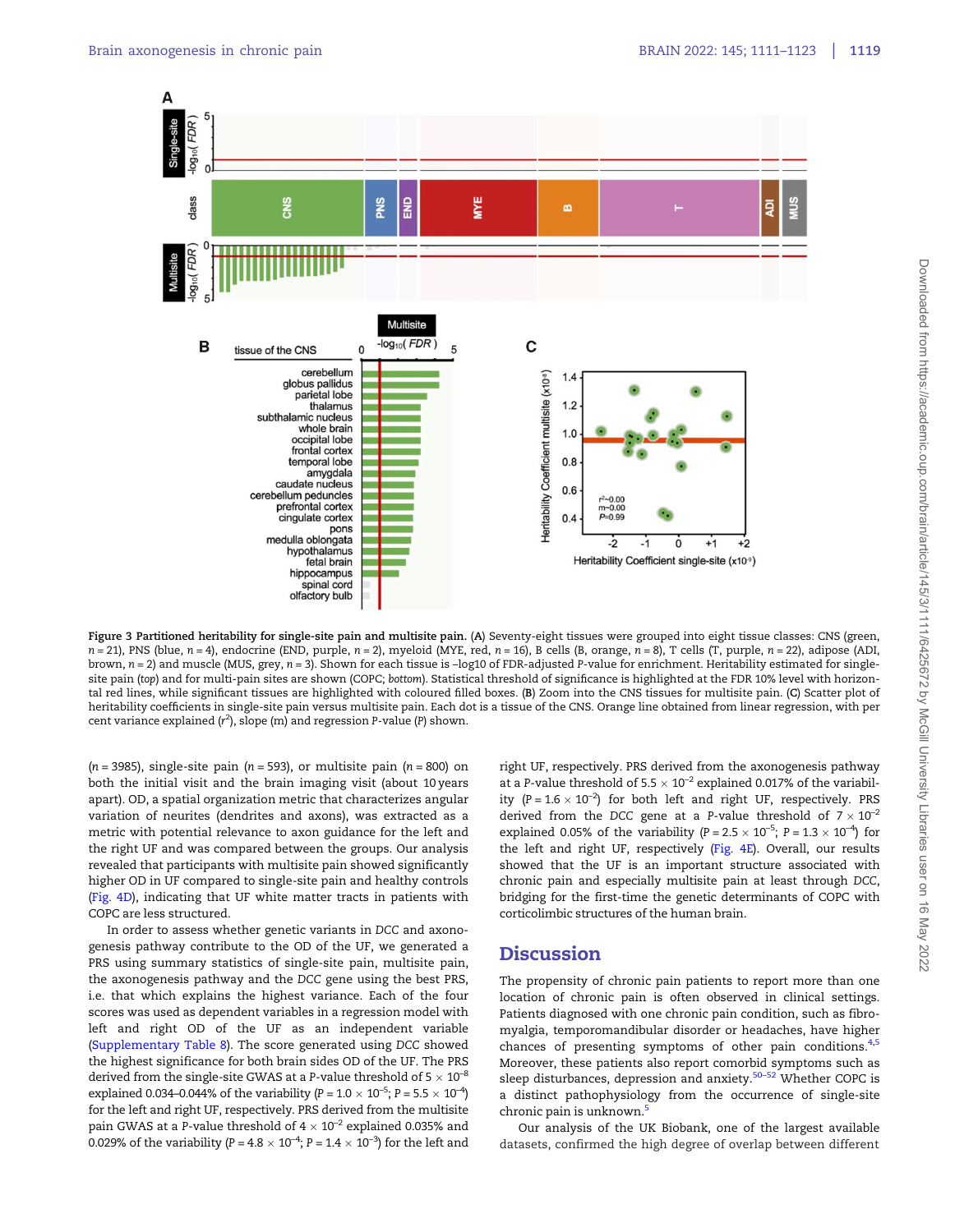**Figure 3 Partitioned heritability for single-site pain and multisite pain.** (**A**) Seventy-eight tissues were grouped into eight tissue classes: CNS (green, $n = 21$), PNS (blue, $n = 4$), endocrine (END, purple, $n = 2$), myeloid (MYE, red, $n = 16$), B cells (B, orange, $n = 8$), T cells (T, purple, $n = 22$), adipose (ADI, brown, $n = 2$) and muscle (MUS, grey, $n = 3$). Shown for each tissue is –log10 of FDR-adjusted P-value for enrichment. Heritability estimated for single-site pain (*top*) and for multi-pain sites are shown (COPC; *bottom*). Statistical threshold of significance is highlighted at the FDR 10% level with horizontal red lines, while significant tissues are highlighted with coloured filled boxes. (**B**) Zoom into the CNS tissues for multisite pain. (**C**) Scatter plot of heritability coefficients in single-site pain versus multisite pain. Each dot is a tissue of the CNS. Orange line obtained from linear regression, with per cent variance explained ($r^2$), slope (m) and regression P-value (P) shown.

($n = 3985$), single-site pain ($n = 593$), or multisite pain ($n = 800$) on both the initial visit and the brain imaging visit (about 10 years apart). OD, a spatial organization metric that characterizes angular variation of neurites (dendrites and axons), was extracted as a metric with potential relevance to axon guidance for the left and the right UF and was compared between the groups. Our analysis revealed that participants with multisite pain showed significantly higher OD in UF compared to single-site pain and healthy controls (Fig. 4D), indicating that UF white matter tracts in patients with COPC are less structured.

In order to assess whether genetic variants in *DCC* and axonogenesis pathway contribute to the OD of the UF, we generated a PRS using summary statistics of single-site pain, multisite pain, the axonogenesis pathway and the *DCC* gene using the best PRS, i.e. that which explains the highest variance. Each of the four scores was used as dependent variables in a regression model with left and right OD of the UF as an independent variable (Supplementary Table 8). The score generated using *DCC* showed the highest significance for both brain sides OD of the UF. The PRS derived from the single-site GWAS at a P-value threshold of $5 \times 10^{-8}$ explained 0.034–0.044% of the variability ($P = 1.0 \times 10^{-5}$; $P = 5.5 \times 10^{-4}$) for the left and right UF, respectively. PRS derived from the multisite pain GWAS at a P-value threshold of $4 \times 10^{-2}$ explained 0.035% and 0.029% of the variability ($P = 4.8 \times 10^{-4}$; $P = 1.4 \times 10^{-3}$) for the left and right UF, respectively. PRS derived from the axonogenesis pathway at a P-value threshold of $5.5 \times 10^{-2}$ explained 0.017% of the variability ($P = 1.6 \times 10^{-2}$) for both left and right UF, respectively. PRS derived from the *DCC* gene at a P-value threshold of $7 \times 10^{-2}$ explained 0.05% of the variability ($P = 2.5 \times 10^{-5}$; $P = 1.3 \times 10^{-4}$) for the left and right UF, respectively (Fig. 4E). Overall, our results showed that the UF is an important structure associated with chronic pain and especially multisite pain at least through *DCC*, bridging for the first-time the genetic determinants of COPC with corticolimbic structures of the human brain.

## Discussion

The propensity of chronic pain patients to report more than one location of chronic pain is often observed in clinical settings. Patients diagnosed with one chronic pain condition, such as fibromyalgia, temporomandibular disorder or headaches, have higher chances of presenting symptoms of other pain conditions.[4,5] Moreover, these patients also report comorbid symptoms such as sleep disturbances, depression and anxiety.[50–52] Whether COPC is a distinct pathophysiology from the occurrence of single-site chronic pain is unknown.[5]

Our analysis of the UK Biobank, one of the largest available datasets, confirmed the high degree of overlap between different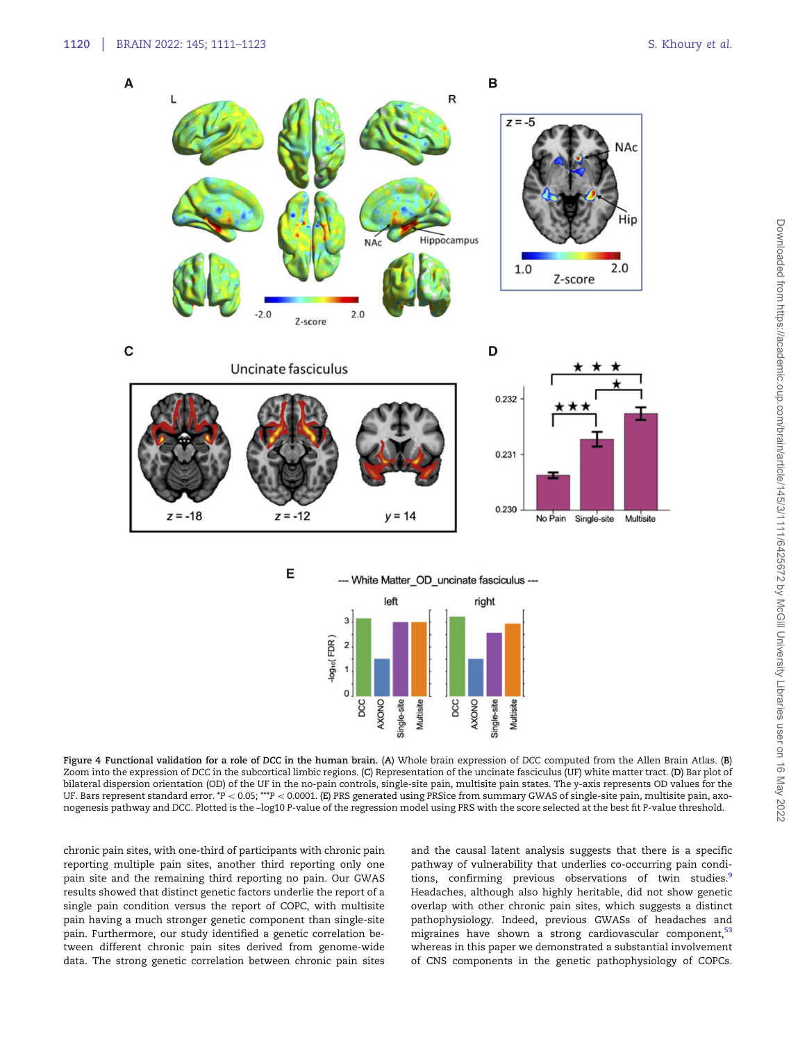**Figure 4 Functional validation for a role of *DCC* in the human brain.** (**A**) Whole brain expression of *DCC* computed from the Allen Brain Atlas. (**B**) Zoom into the expression of *DCC* in the subcortical limbic regions. (**C**) Representation of the uncinate fasciculus (UF) white matter tract. (**D**) Bar plot of bilateral dispersion orientation (OD) of the UF in the no-pain controls, single-site pain, multisite pain states. The y-axis represents OD values for the UF. Bars represent standard error. $^{*}P < 0.05$; $^{***}P < 0.0001$. (**E**) PRS generated using PRSice from summary GWAS of single-site pain, multisite pain, axonogenesis pathway and *DCC*. Plotted is the –log10 *P*-value of the regression model using PRS with the score selected at the best fit *P*-value threshold.

chronic pain sites, with one-third of participants with chronic pain reporting multiple pain sites, another third reporting only one pain site and the remaining third reporting no pain. Our GWAS results showed that distinct genetic factors underlie the report of a single pain condition versus the report of COPC, with multisite pain having a much stronger genetic component than single-site pain. Furthermore, our study identified a genetic correlation between different chronic pain sites derived from genome-wide data. The strong genetic correlation between chronic pain sites and the causal latent analysis suggests that there is a specific pathway of vulnerability that underlies co-occurring pain conditions, confirming previous observations of twin studies.[9] Headaches, although also highly heritable, did not show genetic overlap with other chronic pain sites, which suggests a distinct pathophysiology. Indeed, previous GWASs of headaches and migraines have shown a strong cardiovascular component,[53] whereas in this paper we demonstrated a substantial involvement of CNS components in the genetic pathophysiology of COPCs.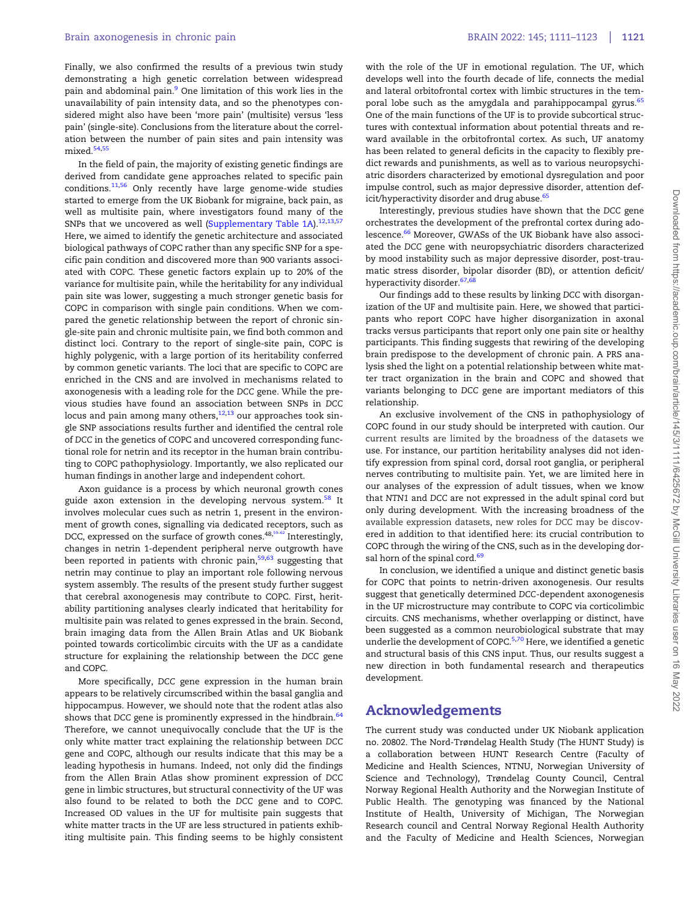Finally, we also confirmed the results of a previous twin study demonstrating a high genetic correlation between widespread pain and abdominal pain.[9] One limitation of this work lies in the unavailability of pain intensity data, and so the phenotypes considered might also have been 'more pain' (multisite) versus 'less pain' (single-site). Conclusions from the literature about the correlation between the number of pain sites and pain intensity was mixed.[54,55]

In the field of pain, the majority of existing genetic findings are derived from candidate gene approaches related to specific pain conditions.[11,56] Only recently have large genome-wide studies started to emerge from the UK Biobank for migraine, back pain, as well as multisite pain, where investigators found many of the SNPs that we uncovered as well (Supplementary Table 1A).[12,13,57] Here, we aimed to identify the genetic architecture and associated biological pathways of COPC rather than any specific SNP for a specific pain condition and discovered more than 900 variants associated with COPC. These genetic factors explain up to 20% of the variance for multisite pain, while the heritability for any individual pain site was lower, suggesting a much stronger genetic basis for COPC in comparison with single pain conditions. When we compared the genetic relationship between the report of chronic single-site pain and chronic multisite pain, we find both common and distinct loci. Contrary to the report of single-site pain, COPC is highly polygenic, with a large portion of its heritability conferred by common genetic variants. The loci that are specific to COPC are enriched in the CNS and are involved in mechanisms related to axonogenesis with a leading role for the *DCC* gene. While the previous studies have found an association between SNPs in *DCC* locus and pain among many others,[12,13] our approaches took single SNP associations results further and identified the central role of *DCC* in the genetics of COPC and uncovered corresponding functional role for netrin and its receptor in the human brain contributing to COPC pathophysiology. Importantly, we also replicated our human findings in another large and independent cohort.

Axon guidance is a process by which neuronal growth cones guide axon extension in the developing nervous system.[58] It involves molecular cues such as netrin 1, present in the environment of growth cones, signalling via dedicated receptors, such as DCC, expressed on the surface of growth cones.[48,59–62] Interestingly, changes in netrin 1-dependent peripheral nerve outgrowth have been reported in patients with chronic pain,[59,63] suggesting that netrin may continue to play an important role following nervous system assembly. The results of the present study further suggest that cerebral axonogenesis may contribute to COPC. First, heritability partitioning analyses clearly indicated that heritability for multisite pain was related to genes expressed in the brain. Second, brain imaging data from the Allen Brain Atlas and UK Biobank pointed towards corticolimbic circuits with the UF as a candidate structure for explaining the relationship between the *DCC* gene and COPC.

More specifically, *DCC* gene expression in the human brain appears to be relatively circumscribed within the basal ganglia and hippocampus. However, we should note that the rodent atlas also shows that *DCC* gene is prominently expressed in the hindbrain.[64] Therefore, we cannot unequivocally conclude that the UF is the only white matter tract explaining the relationship between *DCC* gene and COPC, although our results indicate that this may be a leading hypothesis in humans. Indeed, not only did the findings from the Allen Brain Atlas show prominent expression of *DCC* gene in limbic structures, but structural connectivity of the UF was also found to be related to both the *DCC* gene and to COPC. Increased OD values in the UF for multisite pain suggests that white matter tracts in the UF are less structured in patients exhibiting multisite pain. This finding seems to be highly consistent with the role of the UF in emotional regulation. The UF, which develops well into the fourth decade of life, connects the medial and lateral orbitofrontal cortex with limbic structures in the temporal lobe such as the amygdala and parahippocampal gyrus.[65] One of the main functions of the UF is to provide subcortical structures with contextual information about potential threats and reward available in the orbitofrontal cortex. As such, UF anatomy has been related to general deficits in the capacity to flexibly predict rewards and punishments, as well as to various neuropsychiatric disorders characterized by emotional dysregulation and poor impulse control, such as major depressive disorder, attention deficit/hyperactivity disorder and drug abuse.[65]

Interestingly, previous studies have shown that the *DCC* gene orchestrates the development of the prefrontal cortex during adolescence.[66] Moreover, GWASs of the UK Biobank have also associated the *DCC* gene with neuropsychiatric disorders characterized by mood instability such as major depressive disorder, post-traumatic stress disorder, bipolar disorder (BD), or attention deficit/hyperactivity disorder.[67,68]

Our findings add to these results by linking *DCC* with disorganization of the UF and multisite pain. Here, we showed that participants who report COPC have higher disorganization in axonal tracks versus participants that report only one pain site or healthy participants. This finding suggests that rewiring of the developing brain predispose to the development of chronic pain. A PRS analysis shed the light on a potential relationship between white matter tract organization in the brain and COPC and showed that variants belonging to *DCC* gene are important mediators of this relationship.

An exclusive involvement of the CNS in pathophysiology of COPC found in our study should be interpreted with caution. Our current results are limited by the broadness of the datasets we use. For instance, our partition heritability analyses did not identify expression from spinal cord, dorsal root ganglia, or peripheral nerves contributing to multisite pain. Yet, we are limited here in our analyses of the expression of adult tissues, when we know that *NTN1* and *DCC* are not expressed in the adult spinal cord but only during development. With the increasing broadness of the available expression datasets, new roles for *DCC* may be discovered in addition to that identified here: its crucial contribution to COPC through the wiring of the CNS, such as in the developing dorsal horn of the spinal cord.[69]

In conclusion, we identified a unique and distinct genetic basis for COPC that points to netrin-driven axonogenesis. Our results suggest that genetically determined *DCC*-dependent axonogenesis in the UF microstructure may contribute to COPC via corticolimbic circuits. CNS mechanisms, whether overlapping or distinct, have been suggested as a common neurobiological substrate that may underlie the development of COPC.[5,70] Here, we identified a genetic and structural basis of this CNS input. Thus, our results suggest a new direction in both fundamental research and therapeutics development.

## Acknowledgements

The current study was conducted under UK Niobank application no. 20802. The Nord-Trøndelag Health Study (The HUNT Study) is a collaboration between HUNT Research Centre (Faculty of Medicine and Health Sciences, NTNU, Norwegian University of Science and Technology), Trøndelag County Council, Central Norway Regional Health Authority and the Norwegian Institute of Public Health. The genotyping was financed by the National Institute of Health, University of Michigan, The Norwegian Research council and Central Norway Regional Health Authority and the Faculty of Medicine and Health Sciences, Norwegian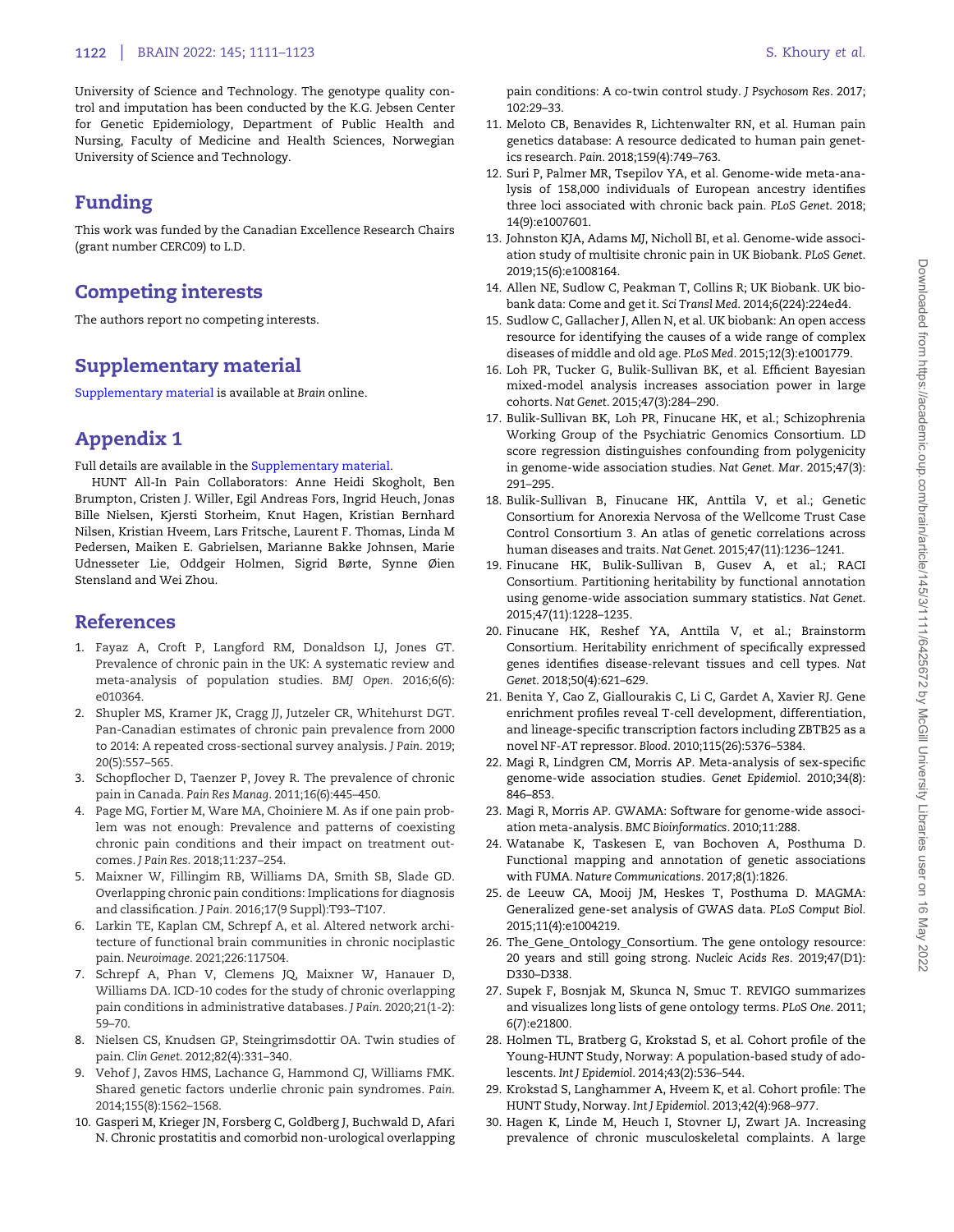University of Science and Technology. The genotype quality control and imputation has been conducted by the K.G. Jebsen Center for Genetic Epidemiology, Department of Public Health and Nursing, Faculty of Medicine and Health Sciences, Norwegian University of Science and Technology.

## Funding

This work was funded by the Canadian Excellence Research Chairs (grant number CERC09) to L.D.

## Competing interests

The authors report no competing interests.

## Supplementary material

Supplementary material is available at *Brain* online.

## Appendix 1

Full details are available in the Supplementary material.

HUNT All-In Pain Collaborators: Anne Heidi Skogholt, Ben Brumpton, Cristen J. Willer, Egil Andreas Fors, Ingrid Heuch, Jonas Bille Nielsen, Kjersti Storheim, Knut Hagen, Kristian Bernhard Nilsen, Kristian Hveem, Lars Fritsche, Laurent F. Thomas, Linda M Pedersen, Maiken E. Gabrielsen, Marianne Bakke Johnsen, Marie Udnesseter Lie, Oddgeir Holmen, Sigrid Børte, Synne Øien Stensland and Wei Zhou.

## References

1. Fayaz A, Croft P, Langford RM, Donaldson LJ, Jones GT. Prevalence of chronic pain in the UK: A systematic review and meta-analysis of population studies. *BMJ Open*. 2016;6(6): e010364.
2. Shupler MS, Kramer JK, Cragg JJ, Jutzeler CR, Whitehurst DGT. Pan-Canadian estimates of chronic pain prevalence from 2000 to 2014: A repeated cross-sectional survey analysis. *J Pain*. 2019; 20(5):557–565.
3. Schopflocher D, Taenzer P, Jovey R. The prevalence of chronic pain in Canada. *Pain Res Manag*. 2011;16(6):445–450.
4. Page MG, Fortier M, Ware MA, Choiniere M. As if one pain problem was not enough: Prevalence and patterns of coexisting chronic pain conditions and their impact on treatment outcomes. *J Pain Res*. 2018;11:237–254.
5. Maixner W, Fillingim RB, Williams DA, Smith SB, Slade GD. Overlapping chronic pain conditions: Implications for diagnosis and classification. *J Pain*. 2016;17(9 Suppl):T93–T107.
6. Larkin TE, Kaplan CM, Schrepf A, et al. Altered network architecture of functional brain communities in chronic nociplastic pain. *Neuroimage*. 2021;226:117504.
7. Schrepf A, Phan V, Clemens JQ, Maixner W, Hanauer D, Williams DA. ICD-10 codes for the study of chronic overlapping pain conditions in administrative databases. *J Pain*. 2020;21(1-2): 59–70.
8. Nielsen CS, Knudsen GP, Steingrimsdottir OA. Twin studies of pain. *Clin Genet*. 2012;82(4):331–340.
9. Vehof J, Zavos HMS, Lachance G, Hammond CJ, Williams FMK. Shared genetic factors underlie chronic pain syndromes. *Pain*. 2014;155(8):1562–1568.
10. Gasperi M, Krieger JN, Forsberg C, Goldberg J, Buchwald D, Afari N. Chronic prostatitis and comorbid non-urological overlapping pain conditions: A co-twin control study. *J Psychosom Res*. 2017; 102:29–33.
11. Meloto CB, Benavides R, Lichtenwalter RN, et al. Human pain genetics database: A resource dedicated to human pain genetics research. *Pain*. 2018;159(4):749–763.
12. Suri P, Palmer MR, Tsepilov YA, et al. Genome-wide meta-analysis of 158,000 individuals of European ancestry identifies three loci associated with chronic back pain. *PLoS Genet*. 2018; 14(9):e1007601.
13. Johnston KJA, Adams MJ, Nicholl BI, et al. Genome-wide association study of multisite chronic pain in UK Biobank. *PLoS Genet*. 2019;15(6):e1008164.
14. Allen NE, Sudlow C, Peakman T, Collins R; UK Biobank. UK biobank data: Come and get it. *Sci Transl Med*. 2014;6(224):224ed4.
15. Sudlow C, Gallacher J, Allen N, et al. UK biobank: An open access resource for identifying the causes of a wide range of complex diseases of middle and old age. *PLoS Med*. 2015;12(3):e1001779.
16. Loh PR, Tucker G, Bulik-Sullivan BK, et al. Efficient Bayesian mixed-model analysis increases association power in large cohorts. *Nat Genet*. 2015;47(3):284–290.
17. Bulik-Sullivan BK, Loh PR, Finucane HK, et al.; Schizophrenia Working Group of the Psychiatric Genomics Consortium. LD score regression distinguishes confounding from polygenicity in genome-wide association studies. *Nat Genet. Mar*. 2015;47(3): 291–295.
18. Bulik-Sullivan B, Finucane HK, Anttila V, et al.; Genetic Consortium for Anorexia Nervosa of the Wellcome Trust Case Control Consortium 3. An atlas of genetic correlations across human diseases and traits. *Nat Genet*. 2015;47(11):1236–1241.
19. Finucane HK, Bulik-Sullivan B, Gusev A, et al.; RACI Consortium. Partitioning heritability by functional annotation using genome-wide association summary statistics. *Nat Genet*. 2015;47(11):1228–1235.
20. Finucane HK, Reshef YA, Anttila V, et al.; Brainstorm Consortium. Heritability enrichment of specifically expressed genes identifies disease-relevant tissues and cell types. *Nat Genet*. 2018;50(4):621–629.
21. Benita Y, Cao Z, Giallourakis C, Li C, Gardet A, Xavier RJ. Gene enrichment profiles reveal T-cell development, differentiation, and lineage-specific transcription factors including ZBTB25 as a novel NF-AT repressor. *Blood*. 2010;115(26):5376–5384.
22. Magi R, Lindgren CM, Morris AP. Meta-analysis of sex-specific genome-wide association studies. *Genet Epidemiol*. 2010;34(8): 846–853.
23. Magi R, Morris AP. GWAMA: Software for genome-wide association meta-analysis. *BMC Bioinformatics*. 2010;11:288.
24. Watanabe K, Taskesen E, van Bochoven A, Posthuma D. Functional mapping and annotation of genetic associations with FUMA. *Nature Communications*. 2017;8(1):1826.
25. de Leeuw CA, Mooij JM, Heskes T, Posthuma D. MAGMA: Generalized gene-set analysis of GWAS data. *PLoS Comput Biol*. 2015;11(4):e1004219.
26. The_Gene_Ontology_Consortium. The gene ontology resource: 20 years and still going strong. *Nucleic Acids Res*. 2019;47(D1): D330–D338.
27. Supek F, Bosnjak M, Skunca N, Smuc T. REVIGO summarizes and visualizes long lists of gene ontology terms. *PLoS One*. 2011; 6(7):e21800.
28. Holmen TL, Bratberg G, Krokstad S, et al. Cohort profile of the Young-HUNT Study, Norway: A population-based study of adolescents. *Int J Epidemiol*. 2014;43(2):536–544.
29. Krokstad S, Langhammer A, Hveem K, et al. Cohort profile: The HUNT Study, Norway. *Int J Epidemiol*. 2013;42(4):968–977.
30. Hagen K, Linde M, Heuch I, Stovner LJ, Zwart JA. Increasing prevalence of chronic musculoskeletal complaints. A large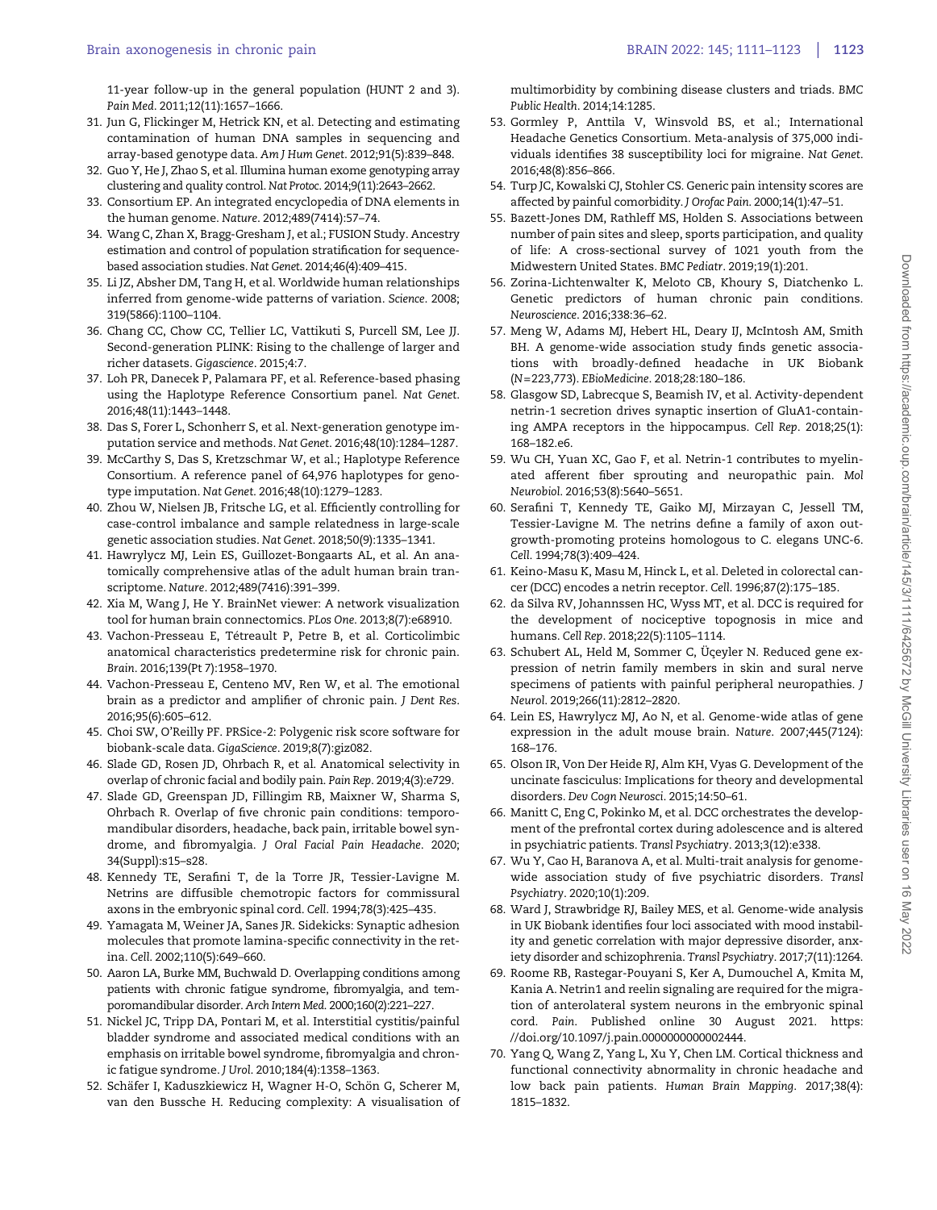11-year follow-up in the general population (HUNT 2 and 3). *Pain Med*. 2011;12(11):1657–1666.

31. Jun G, Flickinger M, Hetrick KN, et al. Detecting and estimating contamination of human DNA samples in sequencing and array-based genotype data. *Am J Hum Genet*. 2012;91(5):839–848.
32. Guo Y, He J, Zhao S, et al. Illumina human exome genotyping array clustering and quality control. *Nat Protoc*. 2014;9(11):2643–2662.
33. Consortium EP. An integrated encyclopedia of DNA elements in the human genome. *Nature*. 2012;489(7414):57–74.
34. Wang C, Zhan X, Bragg-Gresham J, et al.; FUSION Study. Ancestry estimation and control of population stratification for sequence-based association studies. *Nat Genet*. 2014;46(4):409–415.
35. Li JZ, Absher DM, Tang H, et al. Worldwide human relationships inferred from genome-wide patterns of variation. *Science*. 2008; 319(5866):1100–1104.
36. Chang CC, Chow CC, Tellier LC, Vattikuti S, Purcell SM, Lee JJ. Second-generation PLINK: Rising to the challenge of larger and richer datasets. *Gigascience*. 2015;4:7.
37. Loh PR, Danecek P, Palamara PF, et al. Reference-based phasing using the Haplotype Reference Consortium panel. *Nat Genet*. 2016;48(11):1443–1448.
38. Das S, Forer L, Schonherr S, et al. Next-generation genotype imputation service and methods. *Nat Genet*. 2016;48(10):1284–1287.
39. McCarthy S, Das S, Kretzschmar W, et al.; Haplotype Reference Consortium. A reference panel of 64,976 haplotypes for genotype imputation. *Nat Genet*. 2016;48(10):1279–1283.
40. Zhou W, Nielsen JB, Fritsche LG, et al. Efficiently controlling for case-control imbalance and sample relatedness in large-scale genetic association studies. *Nat Genet*. 2018;50(9):1335–1341.
41. Hawrylycz MJ, Lein ES, Guillozet-Bongaarts AL, et al. An anatomically comprehensive atlas of the adult human brain transcriptome. *Nature*. 2012;489(7416):391–399.
42. Xia M, Wang J, He Y. BrainNet viewer: A network visualization tool for human brain connectomics. *PLos One*. 2013;8(7):e68910.
43. Vachon-Presseau E, Tétreault P, Petre B, et al. Corticolimbic anatomical characteristics predetermine risk for chronic pain. *Brain*. 2016;139(Pt 7):1958–1970.
44. Vachon-Presseau E, Centeno MV, Ren W, et al. The emotional brain as a predictor and amplifier of chronic pain. *J Dent Res*. 2016;95(6):605–612.
45. Choi SW, O'Reilly PF. PRSice-2: Polygenic risk score software for biobank-scale data. *GigaScience*. 2019;8(7):giz082.
46. Slade GD, Rosen JD, Ohrbach R, et al. Anatomical selectivity in overlap of chronic facial and bodily pain. *Pain Rep*. 2019;4(3):e729.
47. Slade GD, Greenspan JD, Fillingim RB, Maixner W, Sharma S, Ohrbach R. Overlap of five chronic pain conditions: temporomandibular disorders, headache, back pain, irritable bowel syndrome, and fibromyalgia. *J Oral Facial Pain Headache*. 2020; 34(Suppl):s15–s28.
48. Kennedy TE, Serafini T, de la Torre JR, Tessier-Lavigne M. Netrins are diffusible chemotropic factors for commissural axons in the embryonic spinal cord. *Cell*. 1994;78(3):425–435.
49. Yamagata M, Weiner JA, Sanes JR. Sidekicks: Synaptic adhesion molecules that promote lamina-specific connectivity in the retina. *Cell*. 2002;110(5):649–660.
50. Aaron LA, Burke MM, Buchwald D. Overlapping conditions among patients with chronic fatigue syndrome, fibromyalgia, and temporomandibular disorder. *Arch Intern Med*. 2000;160(2):221–227.
51. Nickel JC, Tripp DA, Pontari M, et al. Interstitial cystitis/painful bladder syndrome and associated medical conditions with an emphasis on irritable bowel syndrome, fibromyalgia and chronic fatigue syndrome. *J Urol*. 2010;184(4):1358–1363.
52. Schäfer I, Kaduszkiewicz H, Wagner H-O, Schön G, Scherer M, van den Bussche H. Reducing complexity: A visualisation of multimorbidity by combining disease clusters and triads. *BMC Public Health*. 2014;14:1285.
53. Gormley P, Anttila V, Winsvold BS, et al.; International Headache Genetics Consortium. Meta-analysis of 375,000 individuals identifies 38 susceptibility loci for migraine. *Nat Genet*. 2016;48(8):856–866.
54. Turp JC, Kowalski CJ, Stohler CS. Generic pain intensity scores are affected by painful comorbidity. *J Orofac Pain*. 2000;14(1):47–51.
55. Bazett-Jones DM, Rathleff MS, Holden S. Associations between number of pain sites and sleep, sports participation, and quality of life: A cross-sectional survey of 1021 youth from the Midwestern United States. *BMC Pediatr*. 2019;19(1):201.
56. Zorina-Lichtenwalter K, Meloto CB, Khoury S, Diatchenko L. Genetic predictors of human chronic pain conditions. *Neuroscience*. 2016;338:36–62.
57. Meng W, Adams MJ, Hebert HL, Deary IJ, McIntosh AM, Smith BH. A genome-wide association study finds genetic associations with broadly-defined headache in UK Biobank (N=223,773). *EBioMedicine*. 2018;28:180–186.
58. Glasgow SD, Labrecque S, Beamish IV, et al. Activity-dependent netrin-1 secretion drives synaptic insertion of GluA1-containing AMPA receptors in the hippocampus. *Cell Rep*. 2018;25(1): 168–182.e6.
59. Wu CH, Yuan XC, Gao F, et al. Netrin-1 contributes to myelinated afferent fiber sprouting and neuropathic pain. *Mol Neurobiol*. 2016;53(8):5640–5651.
60. Serafini T, Kennedy TE, Gaiko MJ, Mirzayan C, Jessell TM, Tessier-Lavigne M. The netrins define a family of axon outgrowth-promoting proteins homologous to C. elegans UNC-6. *Cell*. 1994;78(3):409–424.
61. Keino-Masu K, Masu M, Hinck L, et al. Deleted in colorectal cancer (DCC) encodes a netrin receptor. *Cell*. 1996;87(2):175–185.
62. da Silva RV, Johannssen HC, Wyss MT, et al. DCC is required for the development of nociceptive topognosis in mice and humans. *Cell Rep*. 2018;22(5):1105–1114.
63. Schubert AL, Held M, Sommer C, Üçeyler N. Reduced gene expression of netrin family members in skin and sural nerve specimens of patients with painful peripheral neuropathies. *J Neurol*. 2019;266(11):2812–2820.
64. Lein ES, Hawrylycz MJ, Ao N, et al. Genome-wide atlas of gene expression in the adult mouse brain. *Nature*. 2007;445(7124): 168–176.
65. Olson IR, Von Der Heide RJ, Alm KH, Vyas G. Development of the uncinate fasciculus: Implications for theory and developmental disorders. *Dev Cogn Neurosci*. 2015;14:50–61.
66. Manitt C, Eng C, Pokinko M, et al. DCC orchestrates the development of the prefrontal cortex during adolescence and is altered in psychiatric patients. *Transl Psychiatry*. 2013;3(12):e338.
67. Wu Y, Cao H, Baranova A, et al. Multi-trait analysis for genome-wide association study of five psychiatric disorders. *Transl Psychiatry*. 2020;10(1):209.
68. Ward J, Strawbridge RJ, Bailey MES, et al. Genome-wide analysis in UK Biobank identifies four loci associated with mood instability and genetic correlation with major depressive disorder, anxiety disorder and schizophrenia. *Transl Psychiatry*. 2017;7(11):1264.
69. Roome RB, Rastegar-Pouyani S, Ker A, Dumouchel A, Kmita M, Kania A. Netrin1 and reelin signaling are required for the migration of anterolateral system neurons in the embryonic spinal cord. *Pain*. Published online 30 August 2021. https://doi.org/10.1097/j.pain.0000000000002444.
70. Yang Q, Wang Z, Yang L, Xu Y, Chen LM. Cortical thickness and functional connectivity abnormality in chronic headache and low back pain patients. *Human Brain Mapping*. 2017;38(4): 1815–1832.